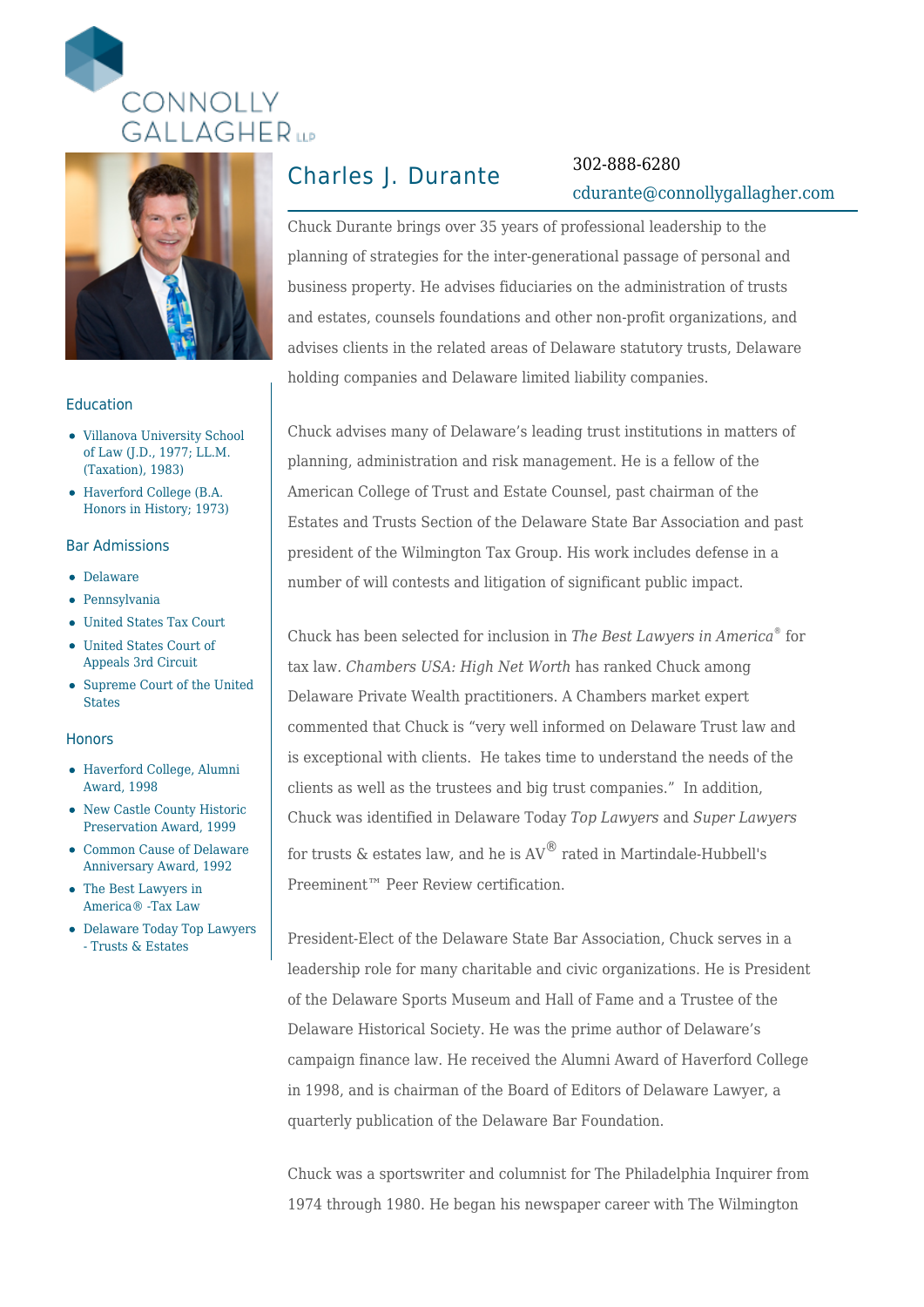CONNOLLY GALLAGHER LLP

# Charles J. Durante

302-888-6280

cdurante@connollygallagher.com

Chuck Durante brings over 35 years of professional leadership to the planning of strategies for the inter-generational passage of personal and business property. He advises fiduciaries on the administration of trusts and estates, counsels foundations and other non-profit organizations, and advises clients in the related areas of Delaware statutory trusts, Delaware holding companies and Delaware limited liability companies.

Chuck advises many of Delaware's leading trust institutions in matters of planning, administration and risk management. He is a fellow of the American College of Trust and Estate Counsel, past chairman of the Estates and Trusts Section of the Delaware State Bar Association and past president of the Wilmington Tax Group. His work includes defense in a number of will contests and litigation of significant public impact.

Chuck has been selected for inclusion in *The Best Lawyers in America*® for tax law. *Chambers USA: High Net Worth* has ranked Chuck among Delaware Private Wealth practitioners. A Chambers market expert commented that Chuck is "very well informed on Delaware Trust law and is exceptional with clients. He takes time to understand the needs of the clients as well as the trustees and big trust companies." In addition, Chuck was identified in Delaware Today *Top Lawyers* and *Super Lawyers* for trusts & estates law, and he is AV® rated in Martindale-Hubbell's Preeminent™ Peer Review certification.

President-Elect of the Delaware State Bar Association, Chuck serves in a leadership role for many charitable and civic organizations. He is President of the Delaware Sports Museum and Hall of Fame and a Trustee of the Delaware Historical Society. He was the prime author of Delaware's campaign finance law. He received the Alumni Award of Haverford College in 1998, and is chairman of the Board of Editors of Delaware Lawyer, a quarterly publication of the Delaware Bar Foundation.

Chuck was a sportswriter and columnist for The Philadelphia Inquirer from 1974 through 1980. He began his newspaper career with The Wilmington

## Education

- Villanova University School of Law (J.D., 1977; LL.M. (Taxation), 1983)
- Haverford College (B.A. Honors in History; 1973)

## Bar Admissions

- Delaware
- Pennsylvania
- United States Tax Court
- United States Court of Appeals 3rd Circuit
- Supreme Court of the United States

## Honors

- Haverford College, Alumni Award, 1998
- New Castle County Historic Preservation Award, 1999
- Common Cause of Delaware Anniversary Award, 1992
- The Best Lawyers in America® -Tax Law
- Delaware Today Top Lawyers - Trusts & Estates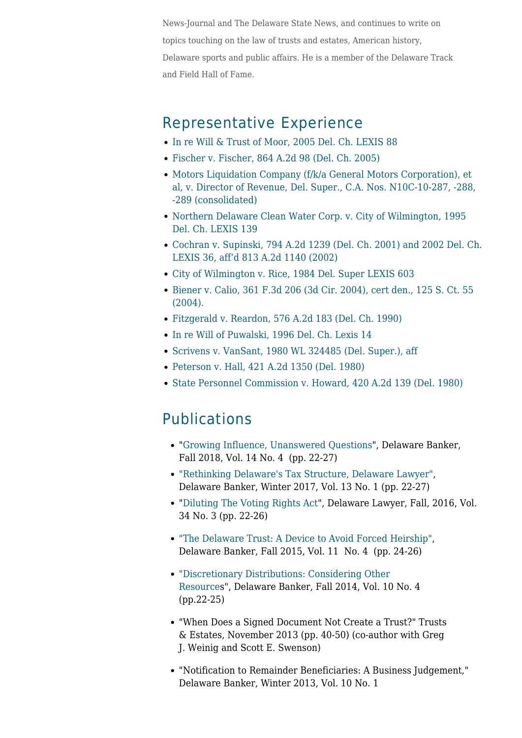News-Journal and The Delaware State News, and continues to write on topics touching on the law of trusts and estates, American history, Delaware sports and public affairs. He is a member of the Delaware Track and Field Hall of Fame.

## Representative Experience

- In re Will & Trust of Moor, 2005 Del. Ch. LEXIS 88
- Fischer v. Fischer, 864 A.2d 98 (Del. Ch. 2005)
- Motors Liquidation Company (f/k/a General Motors Corporation), et al, v. Director of Revenue, Del. Super., C.A. Nos. N10C-10-287, -288, -289 (consolidated)
- Northern Delaware Clean Water Corp. v. City of Wilmington, 1995 Del. Ch. LEXIS 139
- Cochran v. Supinski, 794 A.2d 1239 (Del. Ch. 2001) and 2002 Del. Ch. LEXIS 36, aff'd 813 A.2d 1140 (2002)
- City of Wilmington v. Rice, 1984 Del. Super LEXIS 603
- Biener v. Calio, 361 F.3d 206 (3d Cir. 2004), cert den., 125 S. Ct. 55 (2004).
- Fitzgerald v. Reardon, 576 A.2d 183 (Del. Ch. 1990)
- In re Will of Puwalski, 1996 Del. Ch. Lexis 14
- Scrivens v. VanSant, 1980 WL 324485 (Del. Super.), aff
- Peterson v. Hall, 421 A.2d 1350 (Del. 1980)
- State Personnel Commission v. Howard, 420 A.2d 139 (Del. 1980)

## Publications

- "Growing Influence, Unanswered Questions", Delaware Banker, Fall 2018, Vol. 14 No. 4 (pp. 22-27)
- "Rethinking Delaware's Tax Structure, Delaware Lawyer", Delaware Banker, Winter 2017, Vol. 13 No. 1 (pp. 22-27)
- "Diluting The Voting Rights Act", Delaware Lawyer, Fall, 2016, Vol. 34 No. 3 (pp. 22-26)
- "The Delaware Trust: A Device to Avoid Forced Heirship", Delaware Banker, Fall 2015, Vol. 11 No. 4 (pp. 24-26)
- "Discretionary Distributions: Considering Other Resources", Delaware Banker, Fall 2014, Vol. 10 No. 4 (pp.22-25)
- "When Does a Signed Document Not Create a Trust?" Trusts & Estates, November 2013 (pp. 40-50) (co-author with Greg J. Weinig and Scott E. Swenson)
- "Notification to Remainder Beneficiaries: A Business Judgement," Delaware Banker, Winter 2013, Vol. 10 No. 1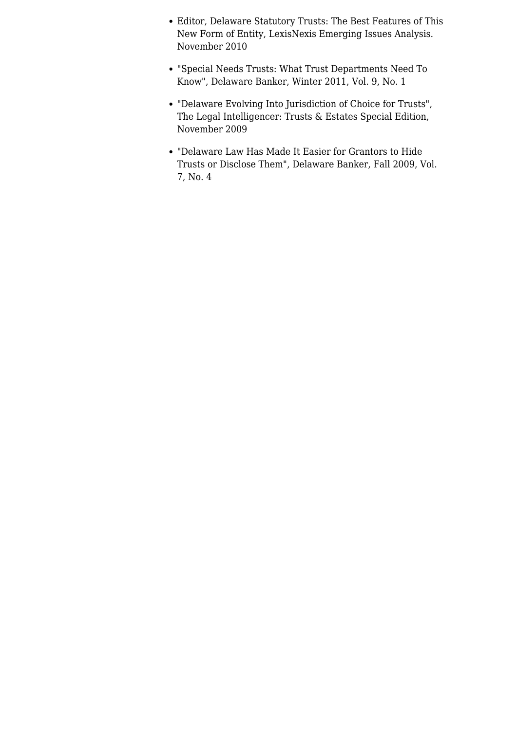- Editor, Delaware Statutory Trusts: The Best Features of This New Form of Entity, LexisNexis Emerging Issues Analysis. November 2010
- "Special Needs Trusts: What Trust Departments Need To Know", Delaware Banker, Winter 2011, Vol. 9, No. 1
- "Delaware Evolving Into Jurisdiction of Choice for Trusts", The Legal Intelligencer: Trusts & Estates Special Edition, November 2009
- "Delaware Law Has Made It Easier for Grantors to Hide Trusts or Disclose Them", Delaware Banker, Fall 2009, Vol. 7, No. 4